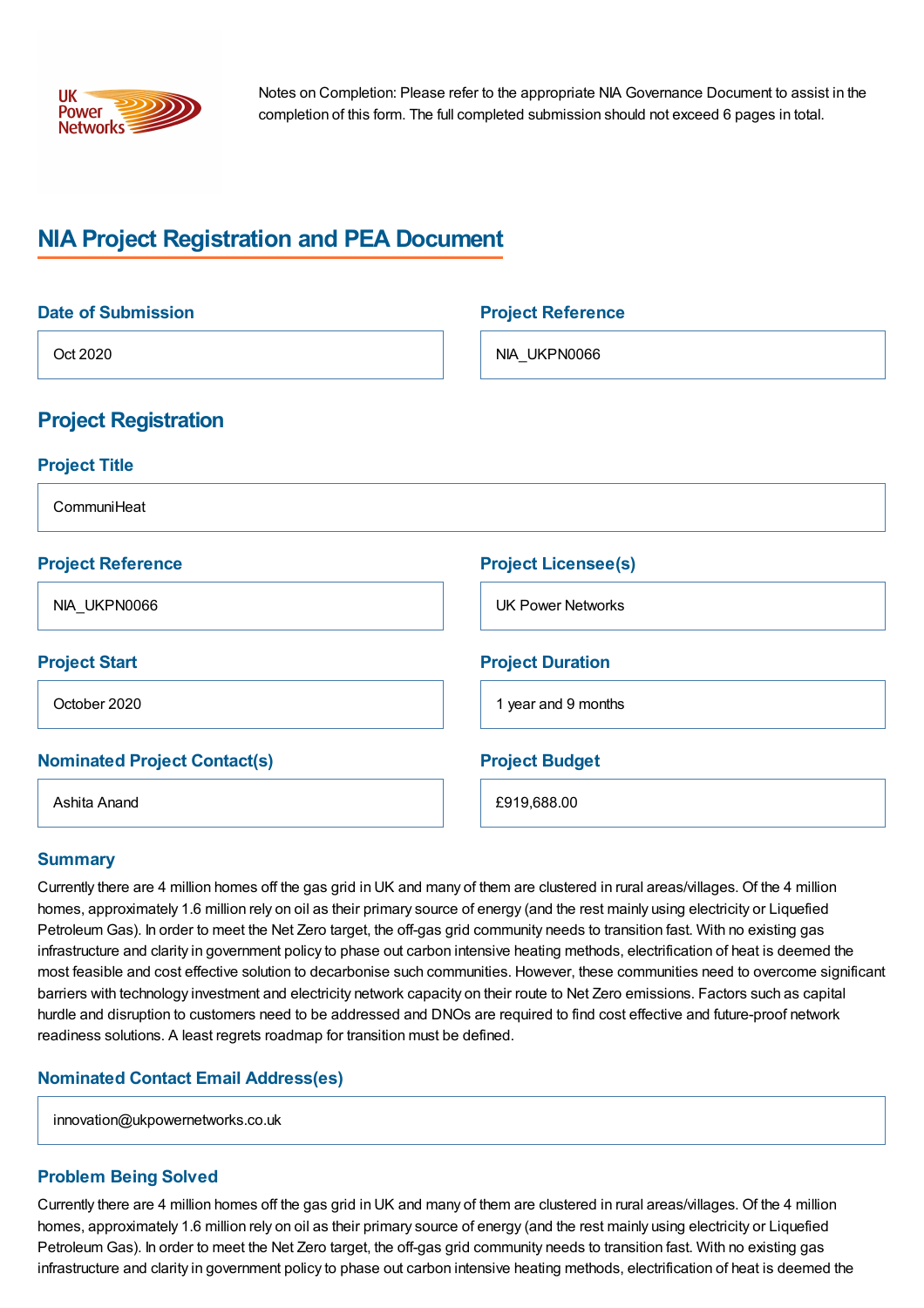Notes on Completion: Please refer to the appropriate NIA Governance Document to assist in the completion of this form. The full completed submission should not exceed 6 pages in total.

# NIA Project Registration and PEA Document

### Date of Submission

Oct 2020

### Project Reference

NIA_UKPN0066

## Project Registration

### Project Title

CommuniHeat

### Project Reference

NIA_UKPN0066

### Project Licensee(s)

UK Power Networks

### Project Start

October 2020

### Project Duration

1 year and 9 months

### Nominated Project Contact(s)

Ashita Anand

### Project Budget

£919,688.00

### Summary

Currently there are 4 million homes off the gas grid in UK and many of them are clustered in rural areas/villages. Of the 4 million homes, approximately 1.6 million rely on oil as their primary source of energy (and the rest mainly using electricity or Liquefied Petroleum Gas). In order to meet the Net Zero target, the off-gas grid community needs to transition fast. With no existing gas infrastructure and clarity in government policy to phase out carbon intensive heating methods, electrification of heat is deemed the most feasible and cost effective solution to decarbonise such communities. However, these communities need to overcome significant barriers with technology investment and electricity network capacity on their route to Net Zero emissions. Factors such as capital hurdle and disruption to customers need to be addressed and DNOs are required to find cost effective and future-proof network readiness solutions. A least regrets roadmap for transition must be defined.

### Nominated Contact Email Address(es)

innovation@ukpowernetworks.co.uk

### Problem Being Solved

Currently there are 4 million homes off the gas grid in UK and many of them are clustered in rural areas/villages. Of the 4 million homes, approximately 1.6 million rely on oil as their primary source of energy (and the rest mainly using electricity or Liquefied Petroleum Gas). In order to meet the Net Zero target, the off-gas grid community needs to transition fast. With no existing gas infrastructure and clarity in government policy to phase out carbon intensive heating methods, electrification of heat is deemed the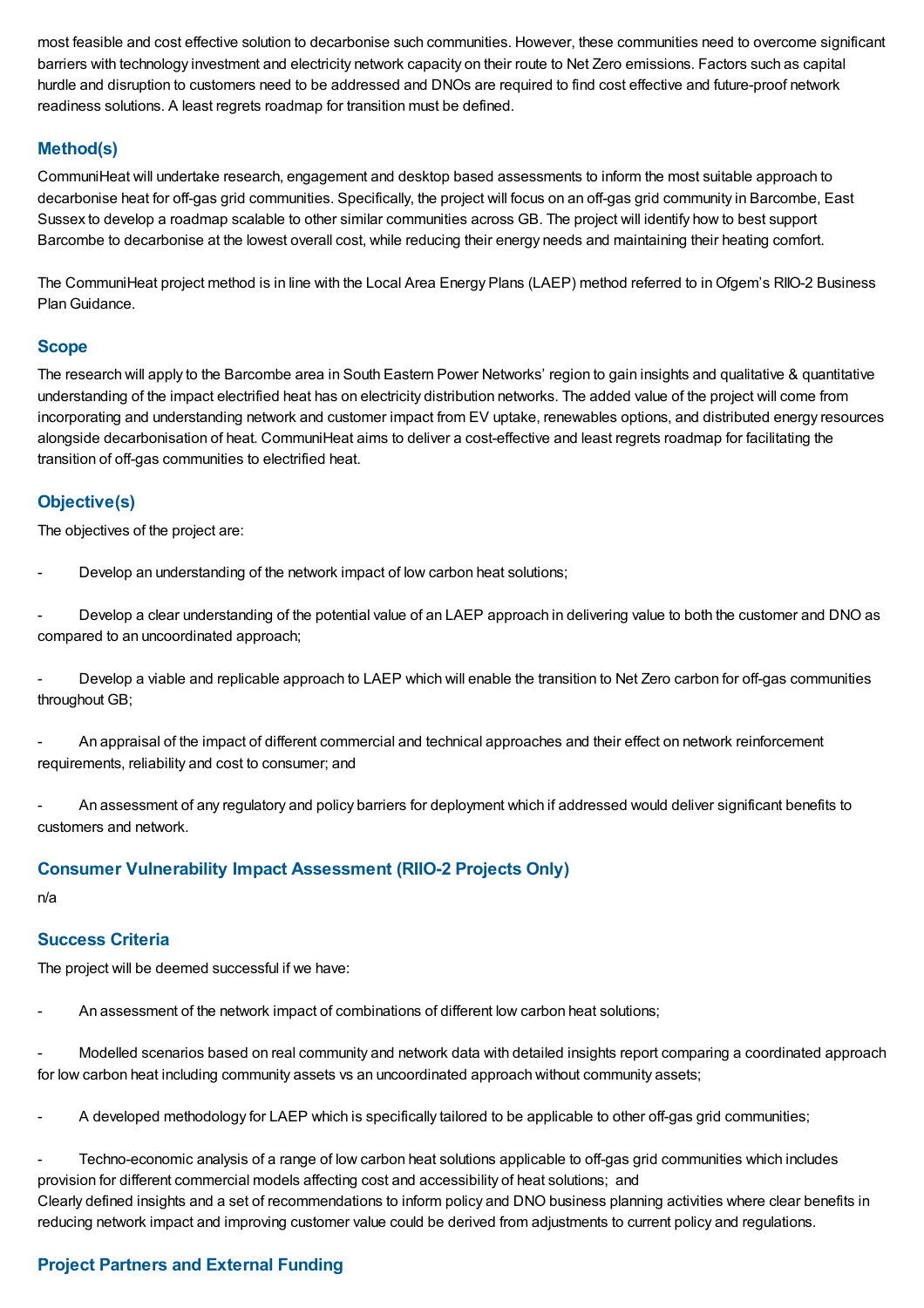most feasible and cost effective solution to decarbonise such communities. However, these communities need to overcome significant barriers with technology investment and electricity network capacity on their route to Net Zero emissions. Factors such as capital hurdle and disruption to customers need to be addressed and DNOs are required to find cost effective and future-proof network readiness solutions. A least regrets roadmap for transition must be defined.

## Method(s)

CommuniHeat will undertake research, engagement and desktop based assessments to inform the most suitable approach to decarbonise heat for off-gas grid communities. Specifically, the project will focus on an off-gas grid community in Barcombe, East Sussex to develop a roadmap scalable to other similar communities across GB. The project will identify how to best support Barcombe to decarbonise at the lowest overall cost, while reducing their energy needs and maintaining their heating comfort.

The CommuniHeat project method is in line with the Local Area Energy Plans (LAEP) method referred to in Ofgem's RIIO-2 Business Plan Guidance.

## Scope

The research will apply to the Barcombe area in South Eastern Power Networks' region to gain insights and qualitative & quantitative understanding of the impact electrified heat has on electricity distribution networks. The added value of the project will come from incorporating and understanding network and customer impact from EV uptake, renewables options, and distributed energy resources alongside decarbonisation of heat. CommuniHeat aims to deliver a cost-effective and least regrets roadmap for facilitating the transition of off-gas communities to electrified heat.

## Objective(s)

The objectives of the project are:

- Develop an understanding of the network impact of low carbon heat solutions;

- Develop a clear understanding of the potential value of an LAEP approach in delivering value to both the customer and DNO as compared to an uncoordinated approach;

- Develop a viable and replicable approach to LAEP which will enable the transition to Net Zero carbon for off-gas communities throughout GB;

- An appraisal of the impact of different commercial and technical approaches and their effect on network reinforcement requirements, reliability and cost to consumer; and

- An assessment of any regulatory and policy barriers for deployment which if addressed would deliver significant benefits to customers and network.

## Consumer Vulnerability Impact Assessment (RIIO-2 Projects Only)

n/a

## Success Criteria

The project will be deemed successful if we have:

- An assessment of the network impact of combinations of different low carbon heat solutions;

- Modelled scenarios based on real community and network data with detailed insights report comparing a coordinated approach for low carbon heat including community assets vs an uncoordinated approach without community assets;

- A developed methodology for LAEP which is specifically tailored to be applicable to other off-gas grid communities;

- Techno-economic analysis of a range of low carbon heat solutions applicable to off-gas grid communities which includes provision for different commercial models affecting cost and accessibility of heat solutions; and

Clearly defined insights and a set of recommendations to inform policy and DNO business planning activities where clear benefits in reducing network impact and improving customer value could be derived from adjustments to current policy and regulations.

## Project Partners and External Funding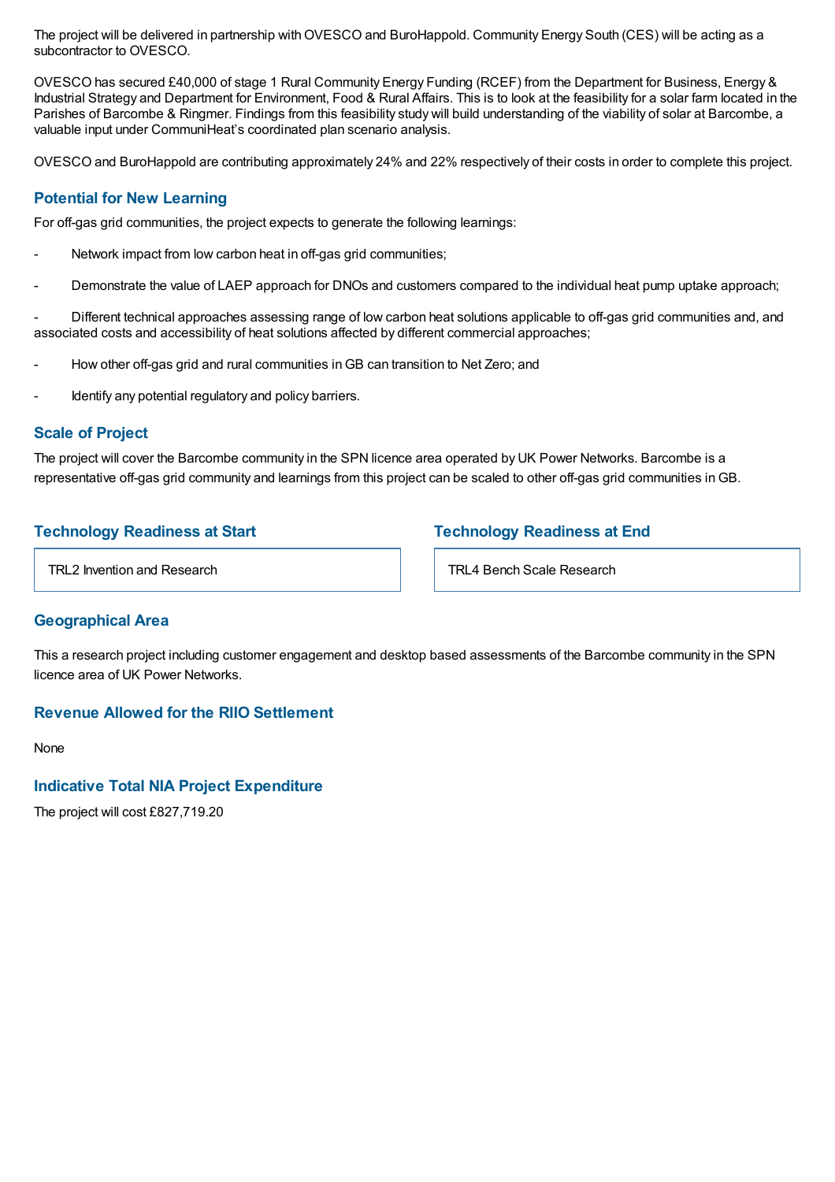The project will be delivered in partnership with OVESCO and BuroHappold. Community Energy South (CES) will be acting as a subcontractor to OVESCO.

OVESCO has secured £40,000 of stage 1 Rural Community Energy Funding (RCEF) from the Department for Business, Energy & Industrial Strategy and Department for Environment, Food & Rural Affairs. This is to look at the feasibility for a solar farm located in the Parishes of Barcombe & Ringmer. Findings from this feasibility study will build understanding of the viability of solar at Barcombe, a valuable input under CommuniHeat's coordinated plan scenario analysis.

OVESCO and BuroHappold are contributing approximately 24% and 22% respectively of their costs in order to complete this project.

## Potential for New Learning

For off-gas grid communities, the project expects to generate the following learnings:

- Network impact from low carbon heat in off-gas grid communities;
- Demonstrate the value of LAEP approach for DNOs and customers compared to the individual heat pump uptake approach;
- Different technical approaches assessing range of low carbon heat solutions applicable to off-gas grid communities and, and associated costs and accessibility of heat solutions affected by different commercial approaches;
- How other off-gas grid and rural communities in GB can transition to Net Zero; and
- Identify any potential regulatory and policy barriers.

## Scale of Project

The project will cover the Barcombe community in the SPN licence area operated by UK Power Networks. Barcombe is a representative off-gas grid community and learnings from this project can be scaled to other off-gas grid communities in GB.

## Technology Readiness at Start

TRL2 Invention and Research

## Technology Readiness at End

TRL4 Bench Scale Research

## Geographical Area

This a research project including customer engagement and desktop based assessments of the Barcombe community in the SPN licence area of UK Power Networks.

## Revenue Allowed for the RIIO Settlement

None

## Indicative Total NIA Project Expenditure

The project will cost £827,719.20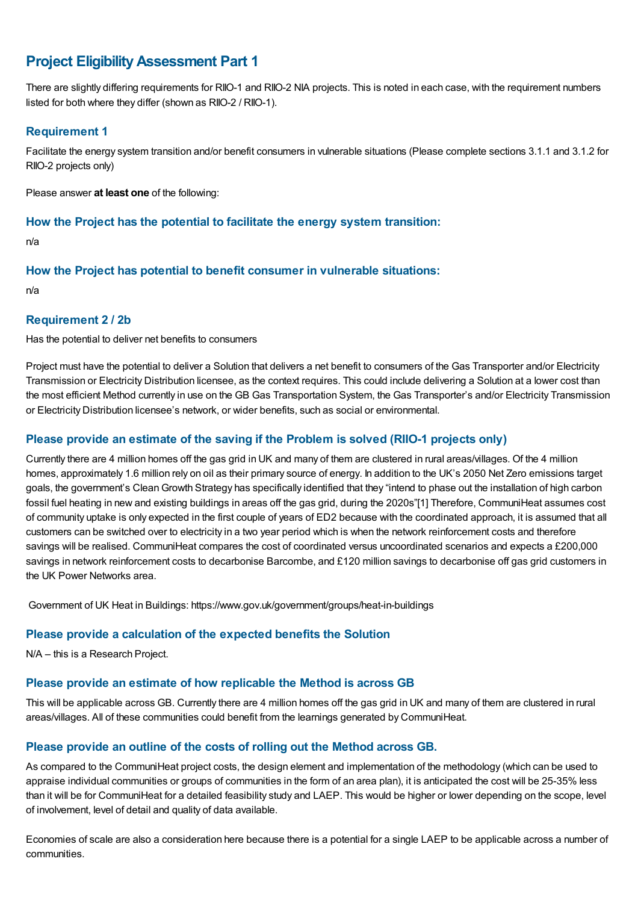## Project Eligibility Assessment Part 1

There are slightly differing requirements for RIIO-1 and RIIO-2 NIA projects. This is noted in each case, with the requirement numbers listed for both where they differ (shown as RIIO-2 / RIIO-1).

### Requirement 1

Facilitate the energy system transition and/or benefit consumers in vulnerable situations (Please complete sections 3.1.1 and 3.1.2 for RIIO-2 projects only)

Please answer **at least one** of the following:

### How the Project has the potential to facilitate the energy system transition:

n/a

### How the Project has potential to benefit consumer in vulnerable situations:

n/a

### Requirement 2 / 2b

Has the potential to deliver net benefits to consumers

Project must have the potential to deliver a Solution that delivers a net benefit to consumers of the Gas Transporter and/or Electricity Transmission or Electricity Distribution licensee, as the context requires. This could include delivering a Solution at a lower cost than the most efficient Method currently in use on the GB Gas Transportation System, the Gas Transporter's and/or Electricity Transmission or Electricity Distribution licensee's network, or wider benefits, such as social or environmental.

### Please provide an estimate of the saving if the Problem is solved (RIIO-1 projects only)

Currently there are 4 million homes off the gas grid in UK and many of them are clustered in rural areas/villages. Of the 4 million homes, approximately 1.6 million rely on oil as their primary source of energy. In addition to the UK's 2050 Net Zero emissions target goals, the government's Clean Growth Strategy has specifically identified that they "intend to phase out the installation of high carbon fossil fuel heating in new and existing buildings in areas off the gas grid, during the 2020s"[1] Therefore, CommuniHeat assumes cost of community uptake is only expected in the first couple of years of ED2 because with the coordinated approach, it is assumed that all customers can be switched over to electricity in a two year period which is when the network reinforcement costs and therefore savings will be realised. CommuniHeat compares the cost of coordinated versus uncoordinated scenarios and expects a £200,000 savings in network reinforcement costs to decarbonise Barcombe, and £120 million savings to decarbonise off gas grid customers in the UK Power Networks area.

Government of UK Heat in Buildings: https://www.gov.uk/government/groups/heat-in-buildings

### Please provide a calculation of the expected benefits the Solution

N/A – this is a Research Project.

### Please provide an estimate of how replicable the Method is across GB

This will be applicable across GB. Currently there are 4 million homes off the gas grid in UK and many of them are clustered in rural areas/villages. All of these communities could benefit from the learnings generated by CommuniHeat.

### Please provide an outline of the costs of rolling out the Method across GB.

As compared to the CommuniHeat project costs, the design element and implementation of the methodology (which can be used to appraise individual communities or groups of communities in the form of an area plan), it is anticipated the cost will be 25-35% less than it will be for CommuniHeat for a detailed feasibility study and LAEP. This would be higher or lower depending on the scope, level of involvement, level of detail and quality of data available.

Economies of scale are also a consideration here because there is a potential for a single LAEP to be applicable across a number of communities.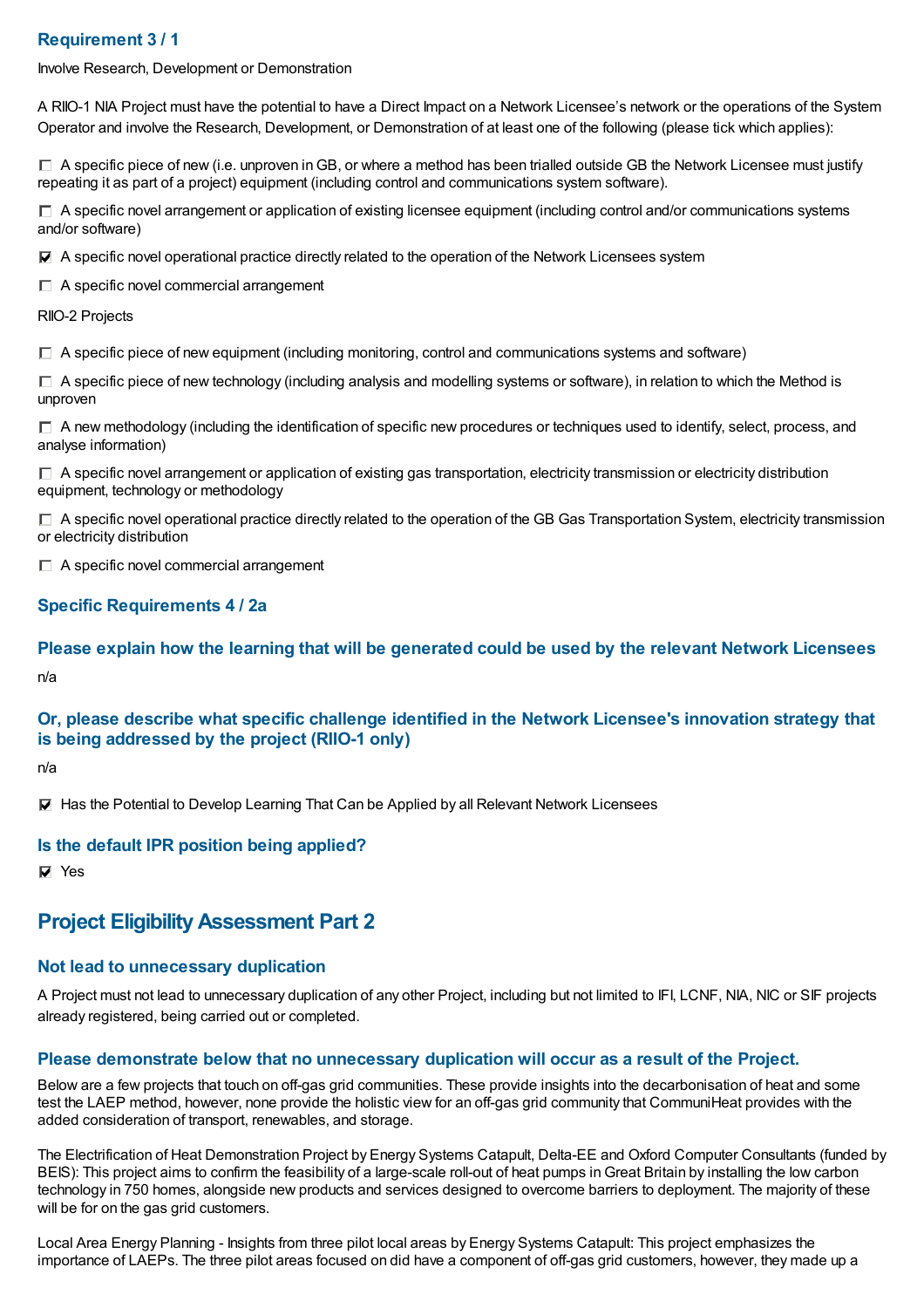### Requirement 3 / 1

Involve Research, Development or Demonstration

A RIIO-1 NIA Project must have the potential to have a Direct Impact on a Network Licensee's network or the operations of the System Operator and involve the Research, Development, or Demonstration of at least one of the following (please tick which applies):

- ☐ A specific piece of new (i.e. unproven in GB, or where a method has been trialled outside GB the Network Licensee must justify repeating it as part of a project) equipment (including control and communications system software).
- ☐ A specific novel arrangement or application of existing licensee equipment (including control and/or communications systems and/or software)
- ☑ A specific novel operational practice directly related to the operation of the Network Licensees system
- ☐ A specific novel commercial arrangement

RIIO-2 Projects

- ☐ A specific piece of new equipment (including monitoring, control and communications systems and software)
- ☐ A specific piece of new technology (including analysis and modelling systems or software), in relation to which the Method is unproven
- ☐ A new methodology (including the identification of specific new procedures or techniques used to identify, select, process, and analyse information)
- ☐ A specific novel arrangement or application of existing gas transportation, electricity transmission or electricity distribution equipment, technology or methodology
- ☐ A specific novel operational practice directly related to the operation of the GB Gas Transportation System, electricity transmission or electricity distribution
- ☐ A specific novel commercial arrangement

### Specific Requirements 4 / 2a

### Please explain how the learning that will be generated could be used by the relevant Network Licensees

n/a

### Or, please describe what specific challenge identified in the Network Licensee's innovation strategy that is being addressed by the project (RIIO-1 only)

n/a

☑ Has the Potential to Develop Learning That Can be Applied by all Relevant Network Licensees

### Is the default IPR position being applied?

☑ Yes

## Project Eligibility Assessment Part 2

### Not lead to unnecessary duplication

A Project must not lead to unnecessary duplication of any other Project, including but not limited to IFI, LCNF, NIA, NIC or SIF projects already registered, being carried out or completed.

### Please demonstrate below that no unnecessary duplication will occur as a result of the Project.

Below are a few projects that touch on off-gas grid communities. These provide insights into the decarbonisation of heat and some test the LAEP method, however, none provide the holistic view for an off-gas grid community that CommuniHeat provides with the added consideration of transport, renewables, and storage.

The Electrification of Heat Demonstration Project by Energy Systems Catapult, Delta-EE and Oxford Computer Consultants (funded by BEIS): This project aims to confirm the feasibility of a large-scale roll-out of heat pumps in Great Britain by installing the low carbon technology in 750 homes, alongside new products and services designed to overcome barriers to deployment. The majority of these will be for on the gas grid customers.

Local Area Energy Planning - Insights from three pilot local areas by Energy Systems Catapult: This project emphasizes the importance of LAEPs. The three pilot areas focused on did have a component of off-gas grid customers, however, they made up a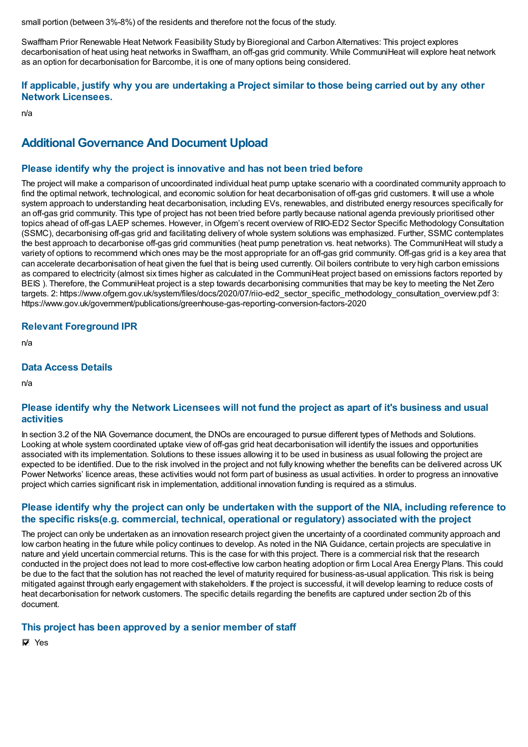small portion (between 3%-8%) of the residents and therefore not the focus of the study.

Swaffham Prior Renewable Heat Network Feasibility Study by Bioregional and Carbon Alternatives: This project explores decarbonisation of heat using heat networks in Swaffham, an off-gas grid community. While CommuniHeat will explore heat network as an option for decarbonisation for Barcombe, it is one of many options being considered.

### If applicable, justify why you are undertaking a Project similar to those being carried out by any other Network Licensees.

n/a

## Additional Governance And Document Upload

### Please identify why the project is innovative and has not been tried before

The project will make a comparison of uncoordinated individual heat pump uptake scenario with a coordinated community approach to find the optimal network, technological, and economic solution for heat decarbonisation of off-gas grid customers. It will use a whole system approach to understanding heat decarbonisation, including EVs, renewables, and distributed energy resources specifically for an off-gas grid community. This type of project has not been tried before partly because national agenda previously prioritised other topics ahead of off-gas LAEP schemes. However, in Ofgem's recent overview of RIIO-ED2 Sector Specific Methodology Consultation (SSMC), decarbonising off-gas grid and facilitating delivery of whole system solutions was emphasized. Further, SSMC contemplates the best approach to decarbonise off-gas grid communities (heat pump penetration vs. heat networks). The CommuniHeat will study a variety of options to recommend which ones may be the most appropriate for an off-gas grid community. Off-gas grid is a key area that can accelerate decarbonisation of heat given the fuel that is being used currently. Oil boilers contribute to very high carbon emissions as compared to electricity (almost six times higher as calculated in the CommuniHeat project based on emissions factors reported by BEIS ). Therefore, the CommuniHeat project is a step towards decarbonising communities that may be key to meeting the Net Zero targets. 2: https://www.ofgem.gov.uk/system/files/docs/2020/07/riio-ed2_sector_specific_methodology_consultation_overview.pdf 3: https://www.gov.uk/government/publications/greenhouse-gas-reporting-conversion-factors-2020

### Relevant Foreground IPR

n/a

### Data Access Details

n/a

### Please identify why the Network Licensees will not fund the project as apart of it's business and usual activities

In section 3.2 of the NIA Governance document, the DNOs are encouraged to pursue different types of Methods and Solutions. Looking at whole system coordinated uptake view of off-gas grid heat decarbonisation will identify the issues and opportunities associated with its implementation. Solutions to these issues allowing it to be used in business as usual following the project are expected to be identified. Due to the risk involved in the project and not fully knowing whether the benefits can be delivered across UK Power Networks' licence areas, these activities would not form part of business as usual activities. In order to progress an innovative project which carries significant risk in implementation, additional innovation funding is required as a stimulus.

### Please identify why the project can only be undertaken with the support of the NIA, including reference to the specific risks(e.g. commercial, technical, operational or regulatory) associated with the project

The project can only be undertaken as an innovation research project given the uncertainty of a coordinated community approach and low carbon heating in the future while policy continues to develop. As noted in the NIA Guidance, certain projects are speculative in nature and yield uncertain commercial returns. This is the case for with this project. There is a commercial risk that the research conducted in the project does not lead to more cost-effective low carbon heating adoption or firm Local Area Energy Plans. This could be due to the fact that the solution has not reached the level of maturity required for business-as-usual application. This risk is being mitigated against through early engagement with stakeholders. If the project is successful, it will develop learning to reduce costs of heat decarbonisation for network customers. The specific details regarding the benefits are captured under section 2b of this document.

### This project has been approved by a senior member of staff

☑ Yes